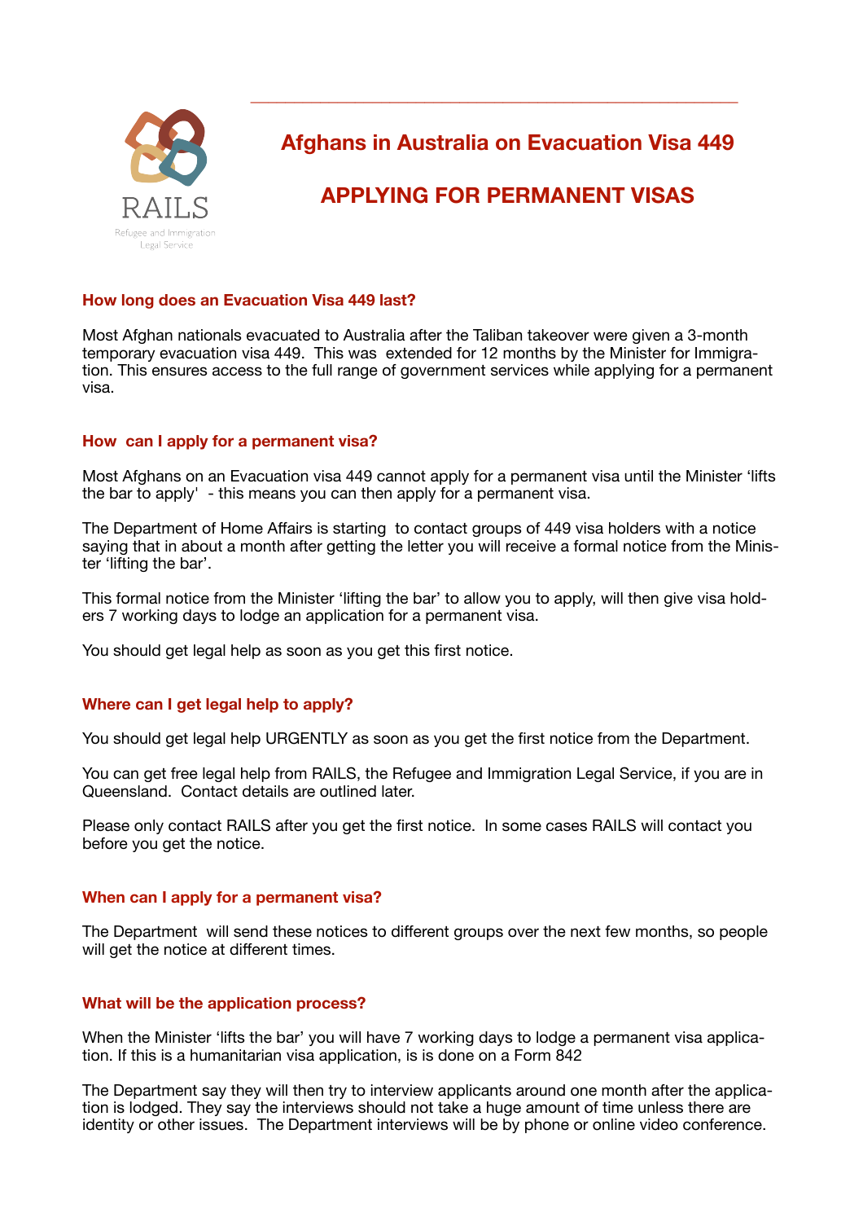RAILS

Refugee and Immigration Legal Service

# Afghans in Australia on Evacuation Visa 449

# APPLYING FOR PERMANENT VISAS

### How long does an Evacuation Visa 449 last?

Most Afghan nationals evacuated to Australia after the Taliban takeover were given a 3-month temporary evacuation visa 449. This was extended for 12 months by the Minister for Immigration. This ensures access to the full range of government services while applying for a permanent visa.

### How can I apply for a permanent visa?

Most Afghans on an Evacuation visa 449 cannot apply for a permanent visa until the Minister 'lifts the bar to apply' - this means you can then apply for a permanent visa.

The Department of Home Affairs is starting to contact groups of 449 visa holders with a notice saying that in about a month after getting the letter you will receive a formal notice from the Minister 'lifting the bar'.

This formal notice from the Minister 'lifting the bar' to allow you to apply, will then give visa holders 7 working days to lodge an application for a permanent visa.

You should get legal help as soon as you get this first notice.

### Where can I get legal help to apply?

You should get legal help URGENTLY as soon as you get the first notice from the Department.

You can get free legal help from RAILS, the Refugee and Immigration Legal Service, if you are in Queensland. Contact details are outlined later.

Please only contact RAILS after you get the first notice. In some cases RAILS will contact you before you get the notice.

### When can I apply for a permanent visa?

The Department will send these notices to different groups over the next few months, so people will get the notice at different times.

### What will be the application process?

When the Minister 'lifts the bar' you will have 7 working days to lodge a permanent visa application. If this is a humanitarian visa application, is is done on a Form 842

The Department say they will then try to interview applicants around one month after the application is lodged. They say the interviews should not take a huge amount of time unless there are identity or other issues. The Department interviews will be by phone or online video conference.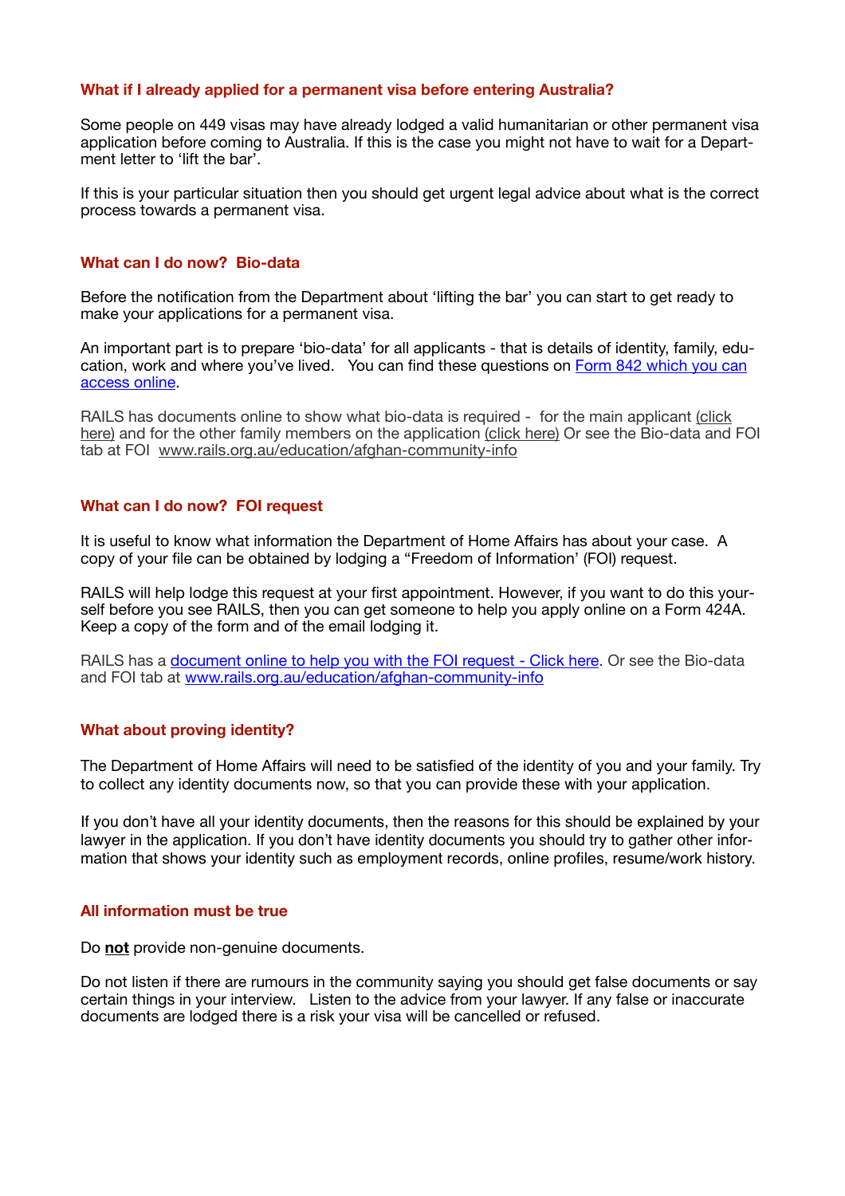## What if I already applied for a permanent visa before entering Australia?

Some people on 449 visas may have already lodged a valid humanitarian or other permanent visa application before coming to Australia. If this is the case you might not have to wait for a Department letter to 'lift the bar'.

If this is your particular situation then you should get urgent legal advice about what is the correct process towards a permanent visa.

## What can I do now? Bio-data

Before the notification from the Department about 'lifting the bar' you can start to get ready to make your applications for a permanent visa.

An important part is to prepare 'bio-data' for all applicants - that is details of identity, family, education, work and where you've lived. You can find these questions on Form 842 which you can access online.

RAILS has documents online to show what bio-data is required - for the main applicant (click here) and for the other family members on the application (click here) Or see the Bio-data and FOI tab at FOI www.rails.org.au/education/afghan-community-info

## What can I do now? FOI request

It is useful to know what information the Department of Home Affairs has about your case. A copy of your file can be obtained by lodging a "Freedom of Information' (FOI) request.

RAILS will help lodge this request at your first appointment. However, if you want to do this yourself before you see RAILS, then you can get someone to help you apply online on a Form 424A. Keep a copy of the form and of the email lodging it.

RAILS has a document online to help you with the FOI request - Click here. Or see the Bio-data and FOI tab at www.rails.org.au/education/afghan-community-info

## What about proving identity?

The Department of Home Affairs will need to be satisfied of the identity of you and your family. Try to collect any identity documents now, so that you can provide these with your application.

If you don't have all your identity documents, then the reasons for this should be explained by your lawyer in the application. If you don't have identity documents you should try to gather other information that shows your identity such as employment records, online profiles, resume/work history.

## All information must be true

Do **not** provide non-genuine documents.

Do not listen if there are rumours in the community saying you should get false documents or say certain things in your interview. Listen to the advice from your lawyer. If any false or inaccurate documents are lodged there is a risk your visa will be cancelled or refused.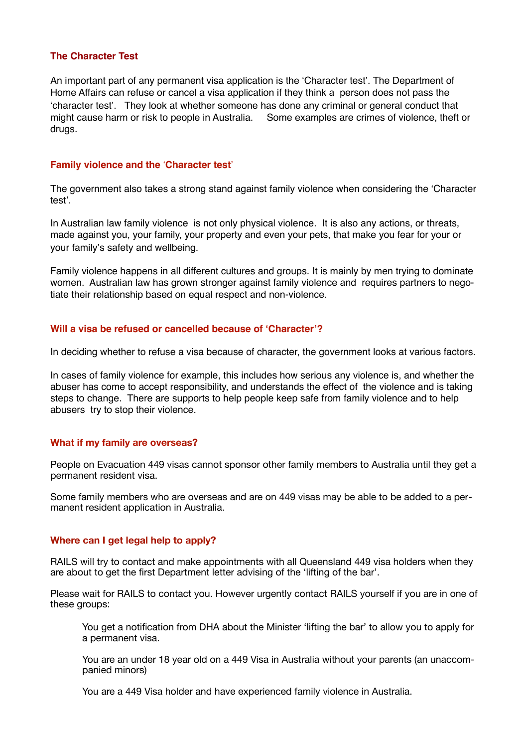## The Character Test

An important part of any permanent visa application is the 'Character test'. The Department of Home Affairs can refuse or cancel a visa application if they think a person does not pass the 'character test'. They look at whether someone has done any criminal or general conduct that might cause harm or risk to people in Australia. Some examples are crimes of violence, theft or drugs.

## Family violence and the 'Character test'

The government also takes a strong stand against family violence when considering the 'Character test'.

In Australian law family violence is not only physical violence. It is also any actions, or threats, made against you, your family, your property and even your pets, that make you fear for your or your family's safety and wellbeing.

Family violence happens in all different cultures and groups. It is mainly by men trying to dominate women. Australian law has grown stronger against family violence and requires partners to negotiate their relationship based on equal respect and non-violence.

## Will a visa be refused or cancelled because of 'Character'?

In deciding whether to refuse a visa because of character, the government looks at various factors.

In cases of family violence for example, this includes how serious any violence is, and whether the abuser has come to accept responsibility, and understands the effect of the violence and is taking steps to change. There are supports to help people keep safe from family violence and to help abusers try to stop their violence.

## What if my family are overseas?

People on Evacuation 449 visas cannot sponsor other family members to Australia until they get a permanent resident visa.

Some family members who are overseas and are on 449 visas may be able to be added to a permanent resident application in Australia.

## Where can I get legal help to apply?

RAILS will try to contact and make appointments with all Queensland 449 visa holders when they are about to get the first Department letter advising of the 'lifting of the bar'.

Please wait for RAILS to contact you. However urgently contact RAILS yourself if you are in one of these groups:

- You get a notification from DHA about the Minister 'lifting the bar' to allow you to apply for a permanent visa.
- You are an under 18 year old on a 449 Visa in Australia without your parents (an unaccompanied minors)
- You are a 449 Visa holder and have experienced family violence in Australia.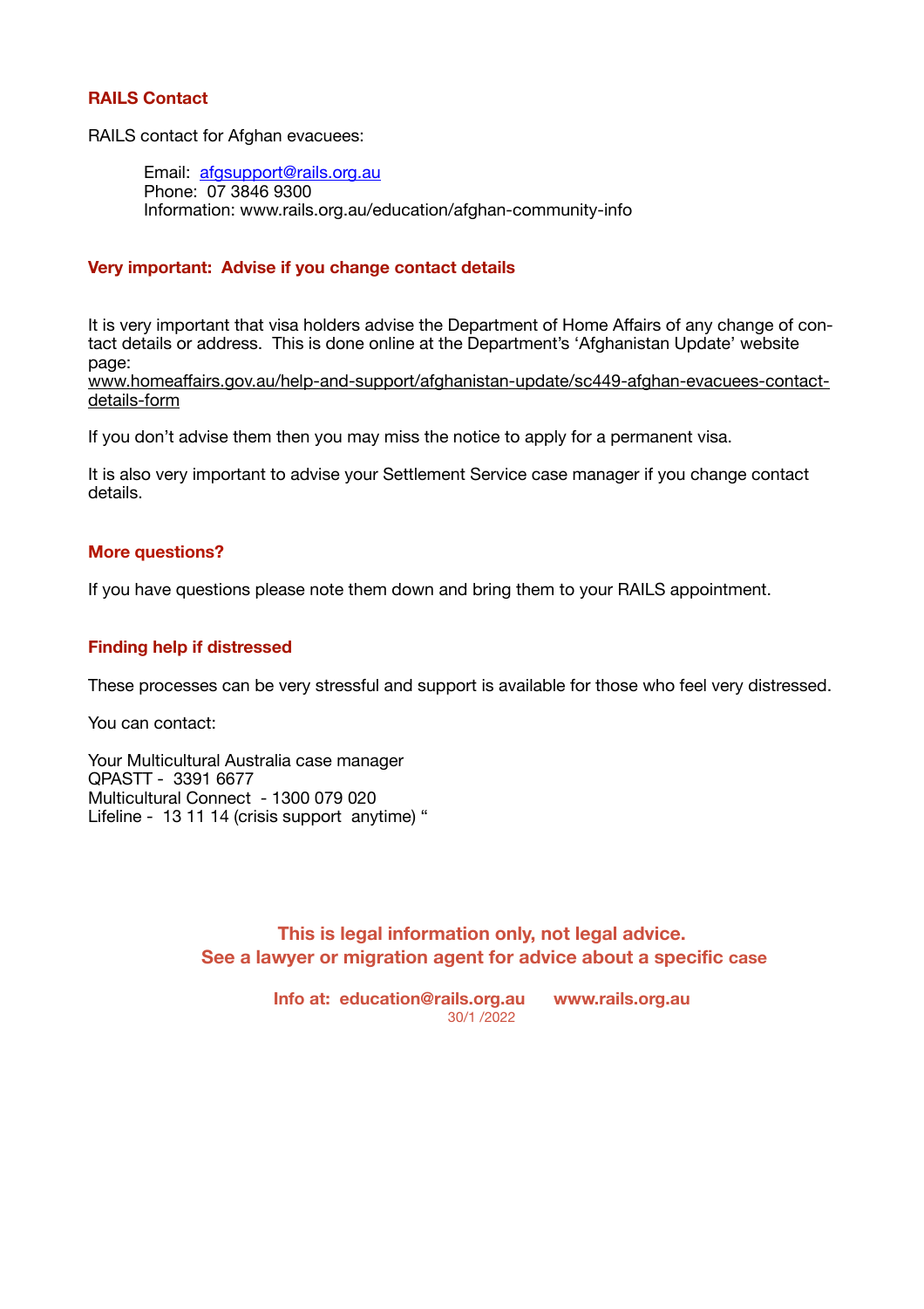## RAILS Contact

RAILS contact for Afghan evacuees:

> Email: afgsupport@rails.org.au
> Phone: 07 3846 9300
> Information: www.rails.org.au/education/afghan-community-info

## Very important: Advise if you change contact details

It is very important that visa holders advise the Department of Home Affairs of any change of contact details or address. This is done online at the Department's 'Afghanistan Update' website page:
www.homeaffairs.gov.au/help-and-support/afghanistan-update/sc449-afghan-evacuees-contact-details-form

If you don't advise them then you may miss the notice to apply for a permanent visa.

It is also very important to advise your Settlement Service case manager if you change contact details.

## More questions?

If you have questions please note them down and bring them to your RAILS appointment.

## Finding help if distressed

These processes can be very stressful and support is available for those who feel very distressed.

You can contact:

Your Multicultural Australia case manager
QPASTT - 3391 6677
Multicultural Connect - 1300 079 020
Lifeline - 13 11 14 (crisis support anytime) "

**This is legal information only, not legal advice.**
**See a lawyer or migration agent for advice about a specific case**

**Info at: education@rails.org.au www.rails.org.au**
30/1 /2022